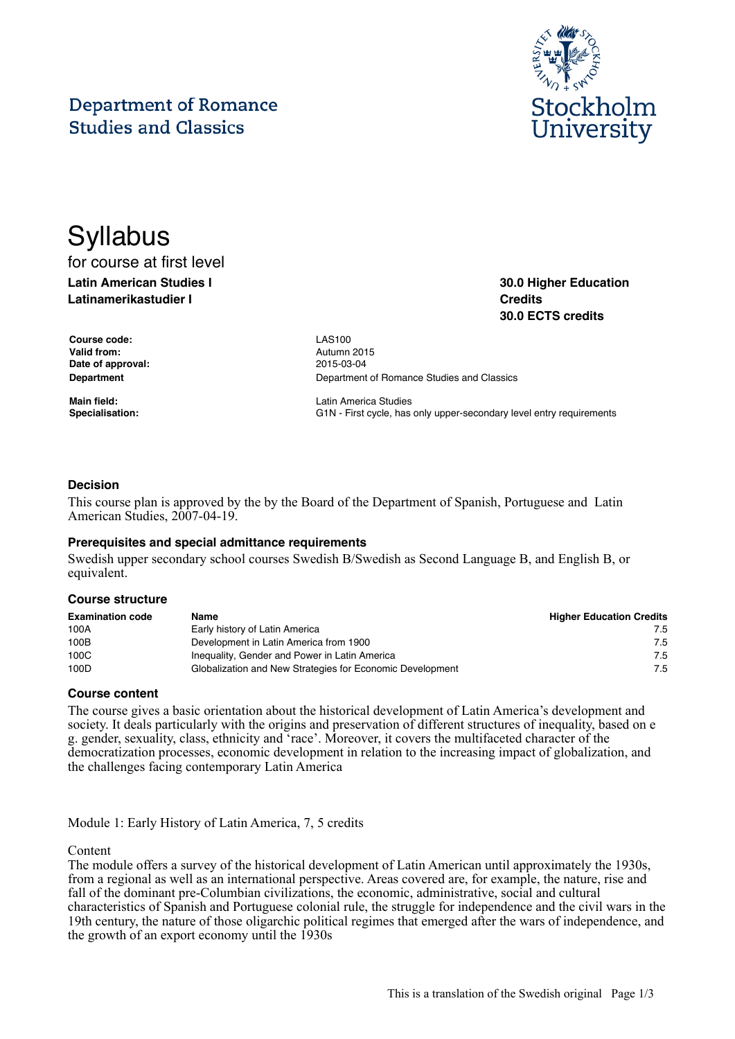Department of Romance Studies and Classics

Stockholm University

# Syllabus

for course at first level

**Latin American Studies I**
**Latinamerikastudier I**

**30.0 Higher Education Credits**
**30.0 ECTS credits**

| | |
|---|---|
| **Course code:** | LAS100 |
| **Valid from:** | Autumn 2015 |
| **Date of approval:** | 2015-03-04 |
| **Department** | Department of Romance Studies and Classics |
| **Main field:** | Latin America Studies |
| **Specialisation:** | G1N - First cycle, has only upper-secondary level entry requirements |

### Decision

This course plan is approved by the by the Board of the Department of Spanish, Portuguese and Latin American Studies, 2007-04-19.

### Prerequisites and special admittance requirements

Swedish upper secondary school courses Swedish B/Swedish as Second Language B, and English B, or equivalent.

### Course structure

| Examination code | Name | Higher Education Credits |
|---|---|---|
| 100A | Early history of Latin America | 7.5 |
| 100B | Development in Latin America from 1900 | 7.5 |
| 100C | Inequality, Gender and Power in Latin America | 7.5 |
| 100D | Globalization and New Strategies for Economic Development | 7.5 |

### Course content

The course gives a basic orientation about the historical development of Latin America's development and society. It deals particularly with the origins and preservation of different structures of inequality, based on e g. gender, sexuality, class, ethnicity and 'race'. Moreover, it covers the multifaceted character of the democratization processes, economic development in relation to the increasing impact of globalization, and the challenges facing contemporary Latin America

Module 1: Early History of Latin America, 7, 5 credits

Content

The module offers a survey of the historical development of Latin American until approximately the 1930s, from a regional as well as an international perspective. Areas covered are, for example, the nature, rise and fall of the dominant pre-Columbian civilizations, the economic, administrative, social and cultural characteristics of Spanish and Portuguese colonial rule, the struggle for independence and the civil wars in the 19th century, the nature of those oligarchic political regimes that emerged after the wars of independence, and the growth of an export economy until the 1930s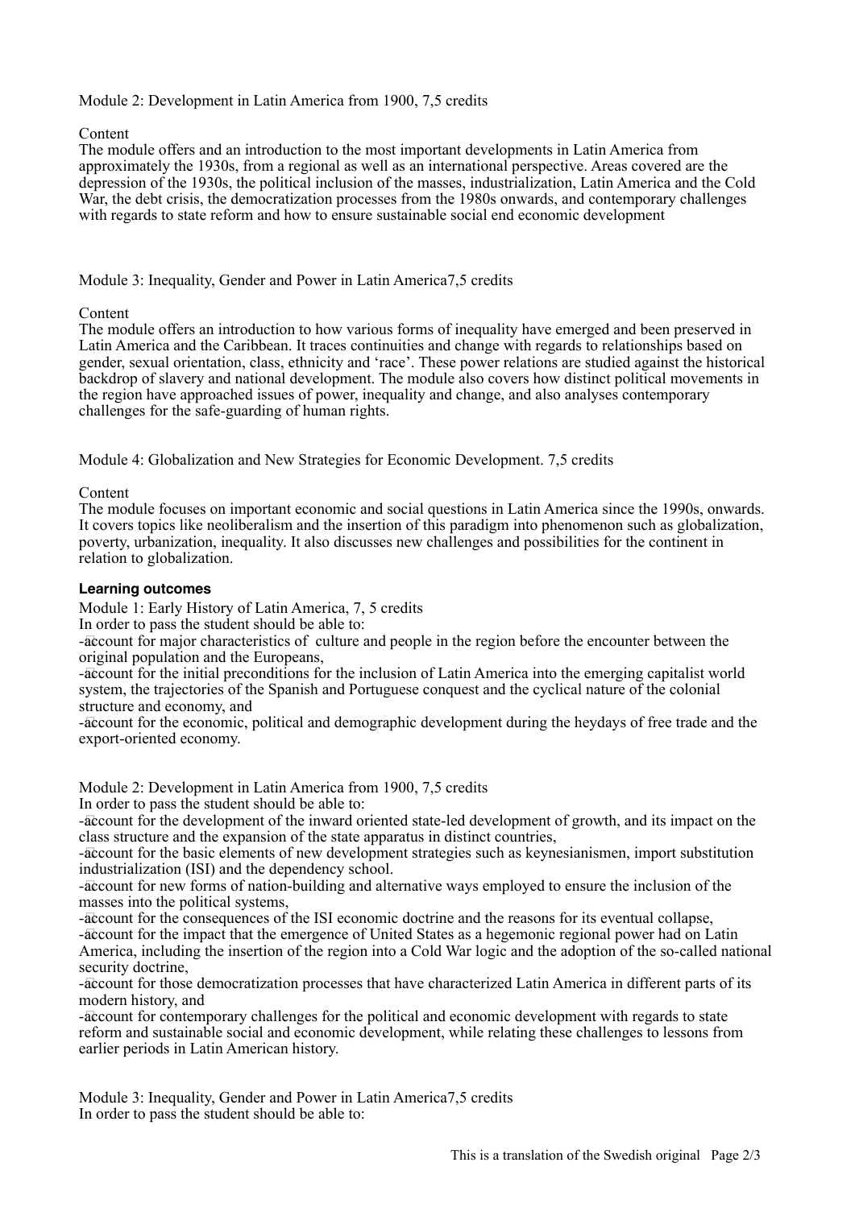Module 2: Development in Latin America from 1900, 7,5 credits

Content
The module offers and an introduction to the most important developments in Latin America from approximately the 1930s, from a regional as well as an international perspective. Areas covered are the depression of the 1930s, the political inclusion of the masses, industrialization, Latin America and the Cold War, the debt crisis, the democratization processes from the 1980s onwards, and contemporary challenges with regards to state reform and how to ensure sustainable social end economic development

Module 3: Inequality, Gender and Power in Latin America7,5 credits

Content
The module offers an introduction to how various forms of inequality have emerged and been preserved in Latin America and the Caribbean. It traces continuities and change with regards to relationships based on gender, sexual orientation, class, ethnicity and 'race'. These power relations are studied against the historical backdrop of slavery and national development. The module also covers how distinct political movements in the region have approached issues of power, inequality and change, and also analyses contemporary challenges for the safe-guarding of human rights.

Module 4: Globalization and New Strategies for Economic Development. 7,5 credits

Content
The module focuses on important economic and social questions in Latin America since the 1990s, onwards. It covers topics like neoliberalism and the insertion of this paradigm into phenomenon such as globalization, poverty, urbanization, inequality. It also discusses new challenges and possibilities for the continent in relation to globalization.

**Learning outcomes**

Module 1: Early History of Latin America, 7, 5 credits
In order to pass the student should be able to:
- account for major characteristics of culture and people in the region before the encounter between the original population and the Europeans,
- account for the initial preconditions for the inclusion of Latin America into the emerging capitalist world system, the trajectories of the Spanish and Portuguese conquest and the cyclical nature of the colonial structure and economy, and
- account for the economic, political and demographic development during the heydays of free trade and the export-oriented economy.

Module 2: Development in Latin America from 1900, 7,5 credits
In order to pass the student should be able to:
- account for the development of the inward oriented state-led development of growth, and its impact on the class structure and the expansion of the state apparatus in distinct countries,
- account for the basic elements of new development strategies such as keynesianismen, import substitution industrialization (ISI) and the dependency school.
- account for new forms of nation-building and alternative ways employed to ensure the inclusion of the masses into the political systems,
- account for the consequences of the ISI economic doctrine and the reasons for its eventual collapse,
- account for the impact that the emergence of United States as a hegemonic regional power had on Latin America, including the insertion of the region into a Cold War logic and the adoption of the so-called national security doctrine,
- account for those democratization processes that have characterized Latin America in different parts of its modern history, and
- account for contemporary challenges for the political and economic development with regards to state reform and sustainable social and economic development, while relating these challenges to lessons from earlier periods in Latin American history.

Module 3: Inequality, Gender and Power in Latin America7,5 credits
In order to pass the student should be able to: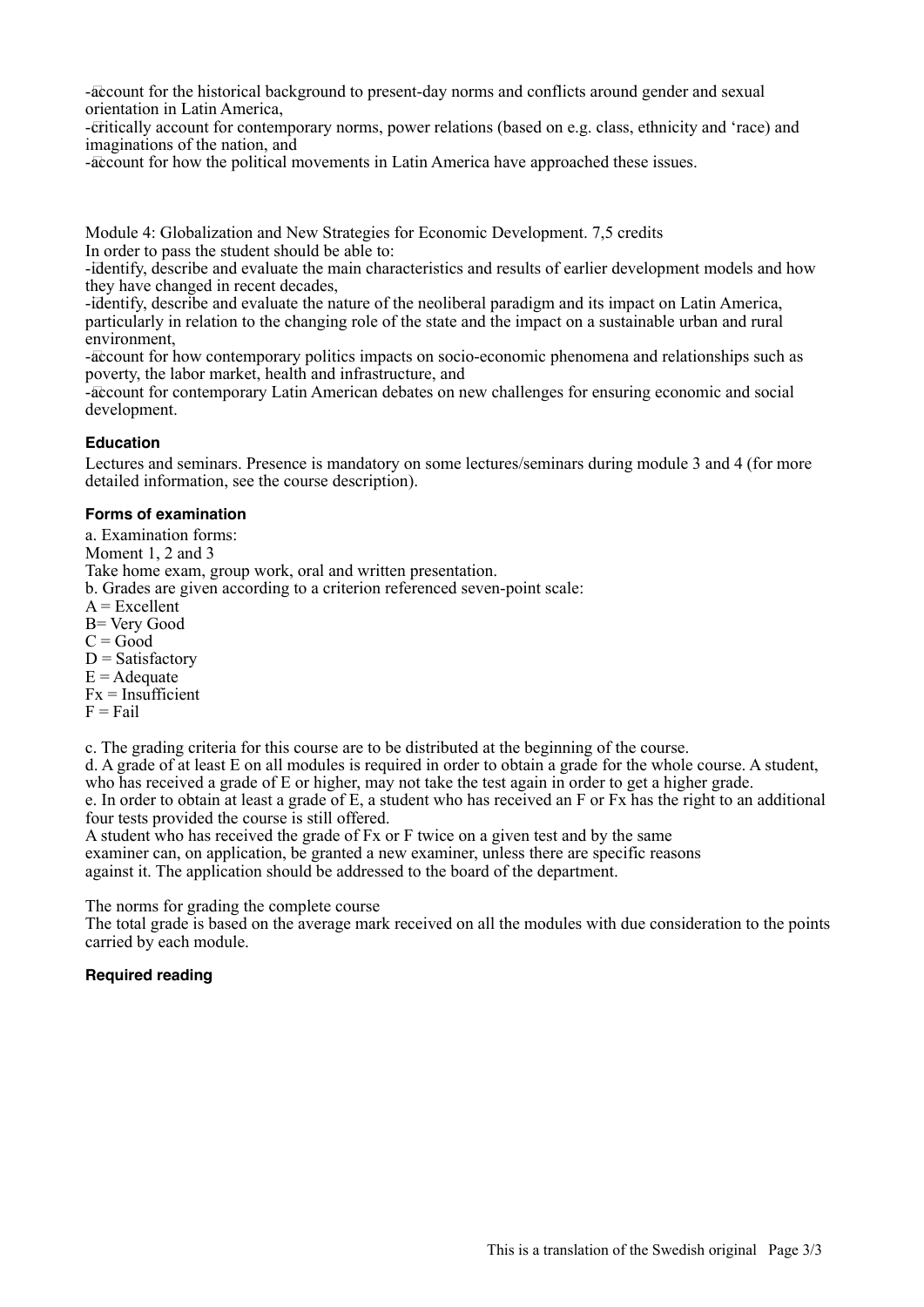- account for the historical background to present-day norms and conflicts around gender and sexual orientation in Latin America,
- critically account for contemporary norms, power relations (based on e.g. class, ethnicity and 'race') and imaginations of the nation, and
- account for how the political movements in Latin America have approached these issues.

Module 4: Globalization and New Strategies for Economic Development. 7,5 credits
In order to pass the student should be able to:
- identify, describe and evaluate the main characteristics and results of earlier development models and how they have changed in recent decades,
- identify, describe and evaluate the nature of the neoliberal paradigm and its impact on Latin America, particularly in relation to the changing role of the state and the impact on a sustainable urban and rural environment,
- account for how contemporary politics impacts on socio-economic phenomena and relationships such as poverty, the labor market, health and infrastructure, and
- account for contemporary Latin American debates on new challenges for ensuring economic and social development.

### Education

Lectures and seminars. Presence is mandatory on some lectures/seminars during module 3 and 4 (for more detailed information, see the course description).

### Forms of examination

a. Examination forms:
Moment 1, 2 and 3
Take home exam, group work, oral and written presentation.
b. Grades are given according to a criterion referenced seven-point scale:
A = Excellent
B= Very Good
C = Good
D = Satisfactory
E = Adequate
Fx = Insufficient
F = Fail

c. The grading criteria for this course are to be distributed at the beginning of the course.
d. A grade of at least E on all modules is required in order to obtain a grade for the whole course. A student, who has received a grade of E or higher, may not take the test again in order to get a higher grade.
e. In order to obtain at least a grade of E, a student who has received an F or Fx has the right to an additional four tests provided the course is still offered.
A student who has received the grade of Fx or F twice on a given test and by the same examiner can, on application, be granted a new examiner, unless there are specific reasons against it. The application should be addressed to the board of the department.

The norms for grading the complete course
The total grade is based on the average mark received on all the modules with due consideration to the points carried by each module.

### Required reading